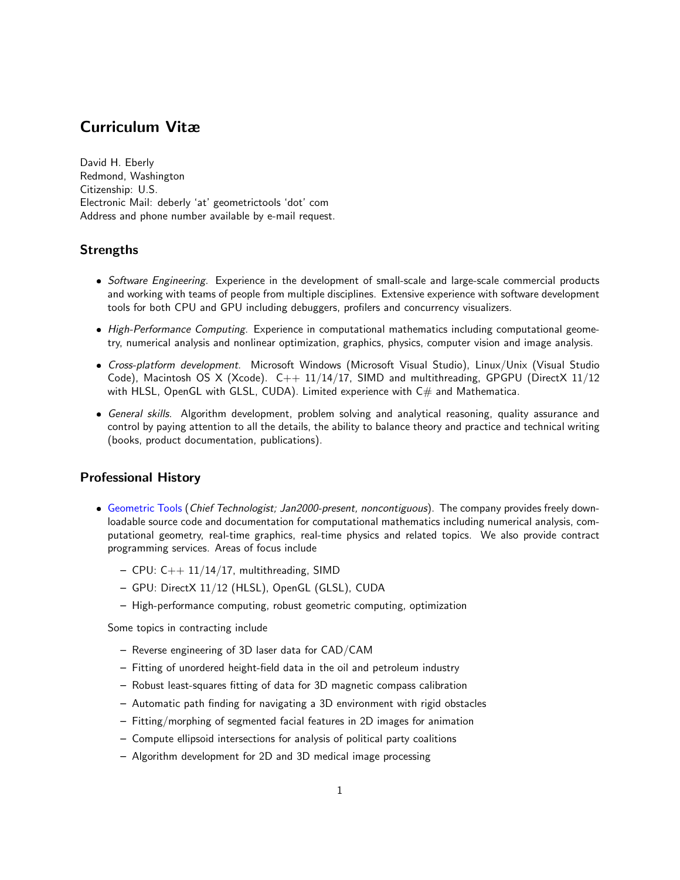# Curriculum Vitæ

David H. Eberly
Redmond, Washington
Citizenship: U.S.
Electronic Mail: deberly 'at' geometrictools 'dot' com
Address and phone number available by e-mail request.

## Strengths

- *Software Engineering*. Experience in the development of small-scale and large-scale commercial products and working with teams of people from multiple disciplines. Extensive experience with software development tools for both CPU and GPU including debuggers, profilers and concurrency visualizers.
- *High-Performance Computing*. Experience in computational mathematics including computational geometry, numerical analysis and nonlinear optimization, graphics, physics, computer vision and image analysis.
- *Cross-platform development*. Microsoft Windows (Microsoft Visual Studio), Linux/Unix (Visual Studio Code), Macintosh OS X (Xcode). C++ 11/14/17, SIMD and multithreading, GPGPU (DirectX 11/12 with HLSL, OpenGL with GLSL, CUDA). Limited experience with C# and Mathematica.
- *General skills*. Algorithm development, problem solving and analytical reasoning, quality assurance and control by paying attention to all the details, the ability to balance theory and practice and technical writing (books, product documentation, publications).

## Professional History

- Geometric Tools (*Chief Technologist; Jan2000-present, noncontiguous*). The company provides freely downloadable source code and documentation for computational mathematics including numerical analysis, computational geometry, real-time graphics, real-time physics and related topics. We also provide contract programming services. Areas of focus include
  - CPU: C++ 11/14/17, multithreading, SIMD
  - GPU: DirectX 11/12 (HLSL), OpenGL (GLSL), CUDA
  - High-performance computing, robust geometric computing, optimization

  Some topics in contracting include
  - Reverse engineering of 3D laser data for CAD/CAM
  - Fitting of unordered height-field data in the oil and petroleum industry
  - Robust least-squares fitting of data for 3D magnetic compass calibration
  - Automatic path finding for navigating a 3D environment with rigid obstacles
  - Fitting/morphing of segmented facial features in 2D images for animation
  - Compute ellipsoid intersections for analysis of political party coalitions
  - Algorithm development for 2D and 3D medical image processing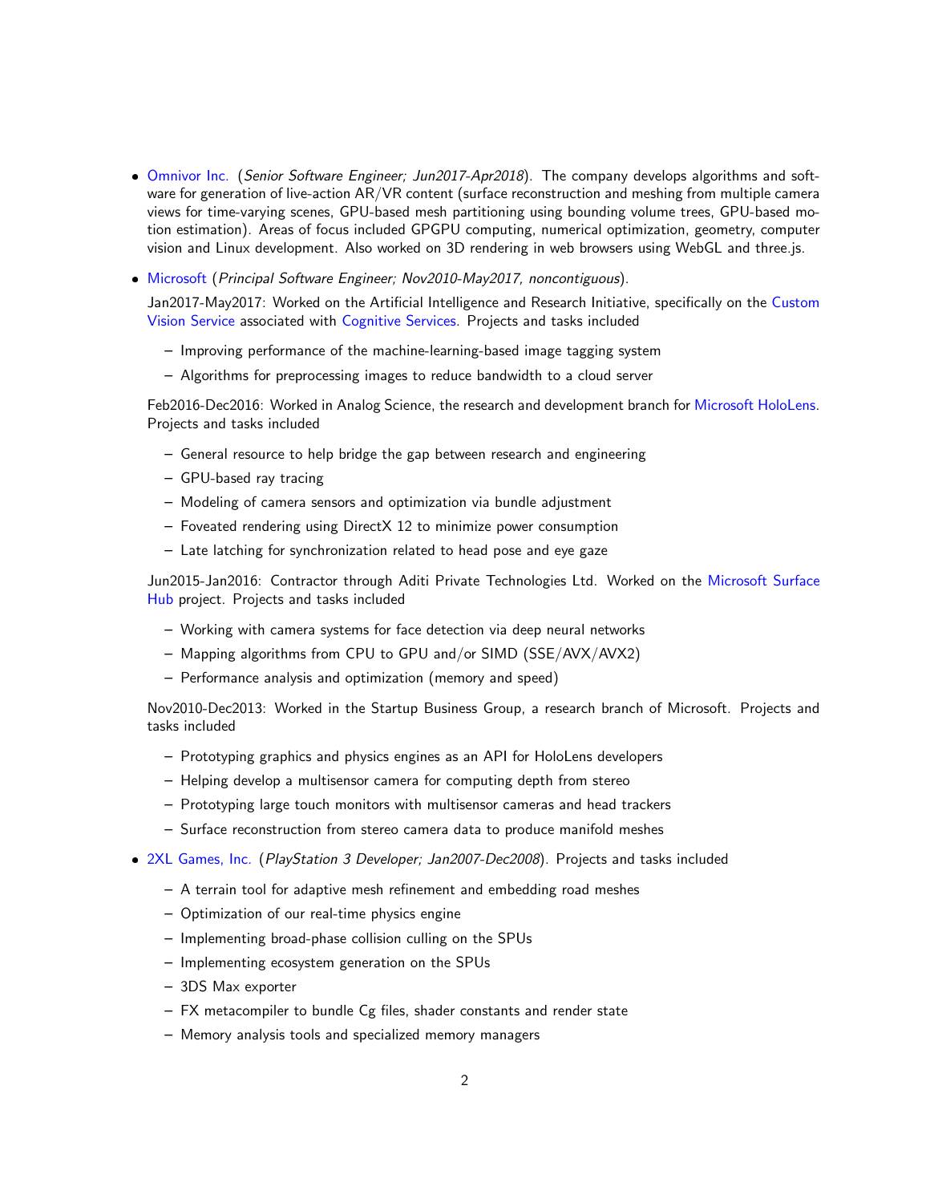- Omnivor Inc. (*Senior Software Engineer; Jun2017-Apr2018*). The company develops algorithms and software for generation of live-action AR/VR content (surface reconstruction and meshing from multiple camera views for time-varying scenes, GPU-based mesh partitioning using bounding volume trees, GPU-based motion estimation). Areas of focus included GPGPU computing, numerical optimization, geometry, computer vision and Linux development. Also worked on 3D rendering in web browsers using WebGL and three.js.

- Microsoft (*Principal Software Engineer; Nov2010-May2017, noncontiguous*).

  Jan2017-May2017: Worked on the Artificial Intelligence and Research Initiative, specifically on the Custom Vision Service associated with Cognitive Services. Projects and tasks included

  - Improving performance of the machine-learning-based image tagging system
  - Algorithms for preprocessing images to reduce bandwidth to a cloud server

  Feb2016-Dec2016: Worked in Analog Science, the research and development branch for Microsoft HoloLens. Projects and tasks included

  - General resource to help bridge the gap between research and engineering
  - GPU-based ray tracing
  - Modeling of camera sensors and optimization via bundle adjustment
  - Foveated rendering using DirectX 12 to minimize power consumption
  - Late latching for synchronization related to head pose and eye gaze

  Jun2015-Jan2016: Contractor through Aditi Private Technologies Ltd. Worked on the Microsoft Surface Hub project. Projects and tasks included

  - Working with camera systems for face detection via deep neural networks
  - Mapping algorithms from CPU to GPU and/or SIMD (SSE/AVX/AVX2)
  - Performance analysis and optimization (memory and speed)

  Nov2010-Dec2013: Worked in the Startup Business Group, a research branch of Microsoft. Projects and tasks included

  - Prototyping graphics and physics engines as an API for HoloLens developers
  - Helping develop a multisensor camera for computing depth from stereo
  - Prototyping large touch monitors with multisensor cameras and head trackers
  - Surface reconstruction from stereo camera data to produce manifold meshes

- 2XL Games, Inc. (*PlayStation 3 Developer; Jan2007-Dec2008*). Projects and tasks included

  - A terrain tool for adaptive mesh refinement and embedding road meshes
  - Optimization of our real-time physics engine
  - Implementing broad-phase collision culling on the SPUs
  - Implementing ecosystem generation on the SPUs
  - 3DS Max exporter
  - FX metacompiler to bundle Cg files, shader constants and render state
  - Memory analysis tools and specialized memory managers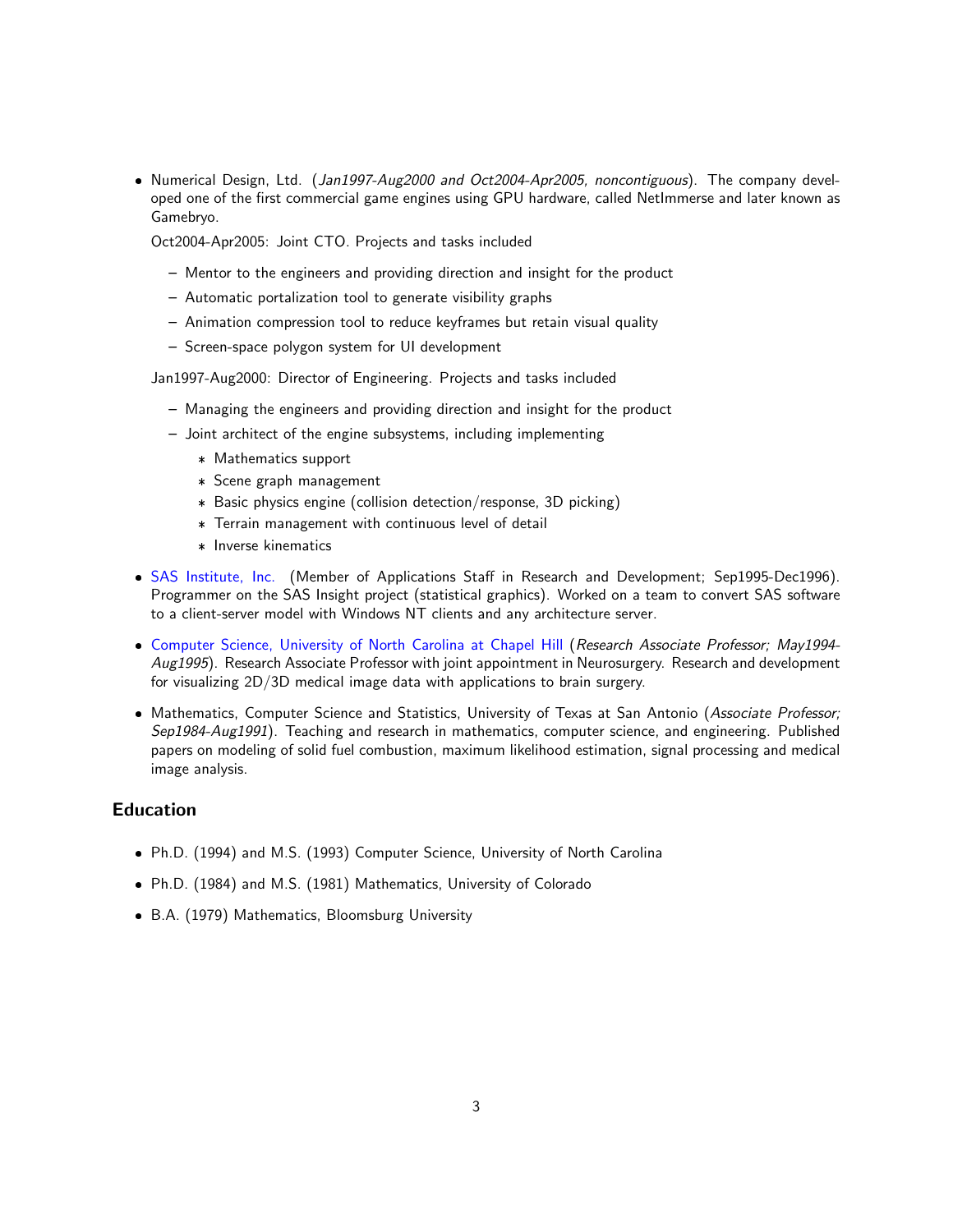- Numerical Design, Ltd. (*Jan1997-Aug2000 and Oct2004-Apr2005, noncontiguous*). The company developed one of the first commercial game engines using GPU hardware, called NetImmerse and later known as Gamebryo.

  Oct2004-Apr2005: Joint CTO. Projects and tasks included

  - Mentor to the engineers and providing direction and insight for the product
  - Automatic portalization tool to generate visibility graphs
  - Animation compression tool to reduce keyframes but retain visual quality
  - Screen-space polygon system for UI development

  Jan1997-Aug2000: Director of Engineering. Projects and tasks included

  - Managing the engineers and providing direction and insight for the product
  - Joint architect of the engine subsystems, including implementing
    - Mathematics support
    - Scene graph management
    - Basic physics engine (collision detection/response, 3D picking)
    - Terrain management with continuous level of detail
    - Inverse kinematics

- SAS Institute, Inc. (Member of Applications Staff in Research and Development; Sep1995-Dec1996). Programmer on the SAS Insight project (statistical graphics). Worked on a team to convert SAS software to a client-server model with Windows NT clients and any architecture server.

- Computer Science, University of North Carolina at Chapel Hill (*Research Associate Professor; May1994-Aug1995*). Research Associate Professor with joint appointment in Neurosurgery. Research and development for visualizing 2D/3D medical image data with applications to brain surgery.

- Mathematics, Computer Science and Statistics, University of Texas at San Antonio (*Associate Professor; Sep1984-Aug1991*). Teaching and research in mathematics, computer science, and engineering. Published papers on modeling of solid fuel combustion, maximum likelihood estimation, signal processing and medical image analysis.

## Education

- Ph.D. (1994) and M.S. (1993) Computer Science, University of North Carolina
- Ph.D. (1984) and M.S. (1981) Mathematics, University of Colorado
- B.A. (1979) Mathematics, Bloomsburg University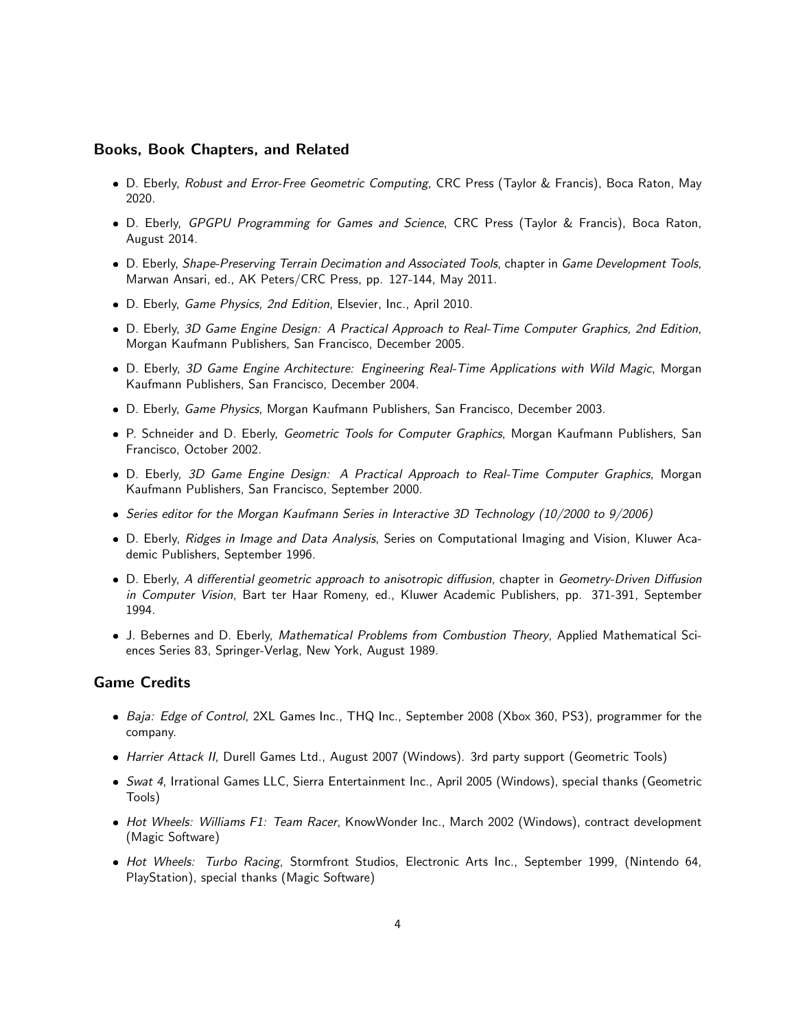## Books, Book Chapters, and Related

- D. Eberly, *Robust and Error-Free Geometric Computing*, CRC Press (Taylor & Francis), Boca Raton, May 2020.
- D. Eberly, *GPGPU Programming for Games and Science*, CRC Press (Taylor & Francis), Boca Raton, August 2014.
- D. Eberly, *Shape-Preserving Terrain Decimation and Associated Tools*, chapter in *Game Development Tools*, Marwan Ansari, ed., AK Peters/CRC Press, pp. 127-144, May 2011.
- D. Eberly, *Game Physics, 2nd Edition*, Elsevier, Inc., April 2010.
- D. Eberly, *3D Game Engine Design: A Practical Approach to Real-Time Computer Graphics, 2nd Edition*, Morgan Kaufmann Publishers, San Francisco, December 2005.
- D. Eberly, *3D Game Engine Architecture: Engineering Real-Time Applications with Wild Magic*, Morgan Kaufmann Publishers, San Francisco, December 2004.
- D. Eberly, *Game Physics*, Morgan Kaufmann Publishers, San Francisco, December 2003.
- P. Schneider and D. Eberly, *Geometric Tools for Computer Graphics*, Morgan Kaufmann Publishers, San Francisco, October 2002.
- D. Eberly, *3D Game Engine Design: A Practical Approach to Real-Time Computer Graphics*, Morgan Kaufmann Publishers, San Francisco, September 2000.
- *Series editor for the Morgan Kaufmann Series in Interactive 3D Technology (10/2000 to 9/2006)*
- D. Eberly, *Ridges in Image and Data Analysis*, Series on Computational Imaging and Vision, Kluwer Academic Publishers, September 1996.
- D. Eberly, *A differential geometric approach to anisotropic diffusion*, chapter in *Geometry-Driven Diffusion in Computer Vision*, Bart ter Haar Romeny, ed., Kluwer Academic Publishers, pp. 371-391, September 1994.
- J. Bebernes and D. Eberly, *Mathematical Problems from Combustion Theory*, Applied Mathematical Sciences Series 83, Springer-Verlag, New York, August 1989.

## Game Credits

- *Baja: Edge of Control*, 2XL Games Inc., THQ Inc., September 2008 (Xbox 360, PS3), programmer for the company.
- *Harrier Attack II*, Durell Games Ltd., August 2007 (Windows). 3rd party support (Geometric Tools)
- *Swat 4*, Irrational Games LLC, Sierra Entertainment Inc., April 2005 (Windows), special thanks (Geometric Tools)
- *Hot Wheels: Williams F1: Team Racer*, KnowWonder Inc., March 2002 (Windows), contract development (Magic Software)
- *Hot Wheels: Turbo Racing*, Stormfront Studios, Electronic Arts Inc., September 1999, (Nintendo 64, PlayStation), special thanks (Magic Software)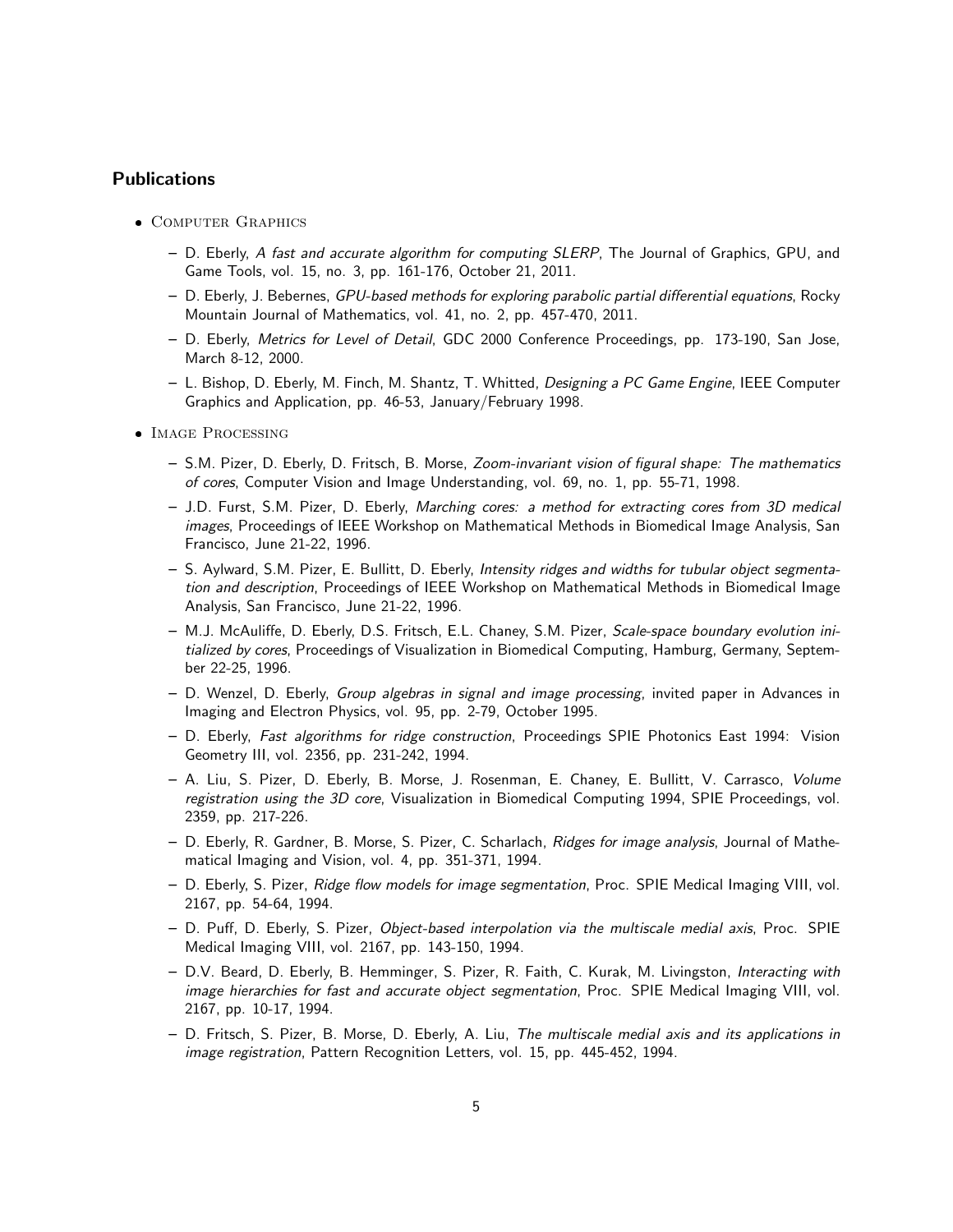## Publications

- Computer Graphics
  - D. Eberly, *A fast and accurate algorithm for computing SLERP*, The Journal of Graphics, GPU, and Game Tools, vol. 15, no. 3, pp. 161-176, October 21, 2011.
  - D. Eberly, J. Bebernes, *GPU-based methods for exploring parabolic partial differential equations*, Rocky Mountain Journal of Mathematics, vol. 41, no. 2, pp. 457-470, 2011.
  - D. Eberly, *Metrics for Level of Detail*, GDC 2000 Conference Proceedings, pp. 173-190, San Jose, March 8-12, 2000.
  - L. Bishop, D. Eberly, M. Finch, M. Shantz, T. Whitted, *Designing a PC Game Engine*, IEEE Computer Graphics and Application, pp. 46-53, January/February 1998.
- Image Processing
  - S.M. Pizer, D. Eberly, D. Fritsch, B. Morse, *Zoom-invariant vision of figural shape: The mathematics of cores*, Computer Vision and Image Understanding, vol. 69, no. 1, pp. 55-71, 1998.
  - J.D. Furst, S.M. Pizer, D. Eberly, *Marching cores: a method for extracting cores from 3D medical images*, Proceedings of IEEE Workshop on Mathematical Methods in Biomedical Image Analysis, San Francisco, June 21-22, 1996.
  - S. Aylward, S.M. Pizer, E. Bullitt, D. Eberly, *Intensity ridges and widths for tubular object segmentation and description*, Proceedings of IEEE Workshop on Mathematical Methods in Biomedical Image Analysis, San Francisco, June 21-22, 1996.
  - M.J. McAuliffe, D. Eberly, D.S. Fritsch, E.L. Chaney, S.M. Pizer, *Scale-space boundary evolution initialized by cores*, Proceedings of Visualization in Biomedical Computing, Hamburg, Germany, September 22-25, 1996.
  - D. Wenzel, D. Eberly, *Group algebras in signal and image processing*, invited paper in Advances in Imaging and Electron Physics, vol. 95, pp. 2-79, October 1995.
  - D. Eberly, *Fast algorithms for ridge construction*, Proceedings SPIE Photonics East 1994: Vision Geometry III, vol. 2356, pp. 231-242, 1994.
  - A. Liu, S. Pizer, D. Eberly, B. Morse, J. Rosenman, E. Chaney, E. Bullitt, V. Carrasco, *Volume registration using the 3D core*, Visualization in Biomedical Computing 1994, SPIE Proceedings, vol. 2359, pp. 217-226.
  - D. Eberly, R. Gardner, B. Morse, S. Pizer, C. Scharlach, *Ridges for image analysis*, Journal of Mathematical Imaging and Vision, vol. 4, pp. 351-371, 1994.
  - D. Eberly, S. Pizer, *Ridge flow models for image segmentation*, Proc. SPIE Medical Imaging VIII, vol. 2167, pp. 54-64, 1994.
  - D. Puff, D. Eberly, S. Pizer, *Object-based interpolation via the multiscale medial axis*, Proc. SPIE Medical Imaging VIII, vol. 2167, pp. 143-150, 1994.
  - D.V. Beard, D. Eberly, B. Hemminger, S. Pizer, R. Faith, C. Kurak, M. Livingston, *Interacting with image hierarchies for fast and accurate object segmentation*, Proc. SPIE Medical Imaging VIII, vol. 2167, pp. 10-17, 1994.
  - D. Fritsch, S. Pizer, B. Morse, D. Eberly, A. Liu, *The multiscale medial axis and its applications in image registration*, Pattern Recognition Letters, vol. 15, pp. 445-452, 1994.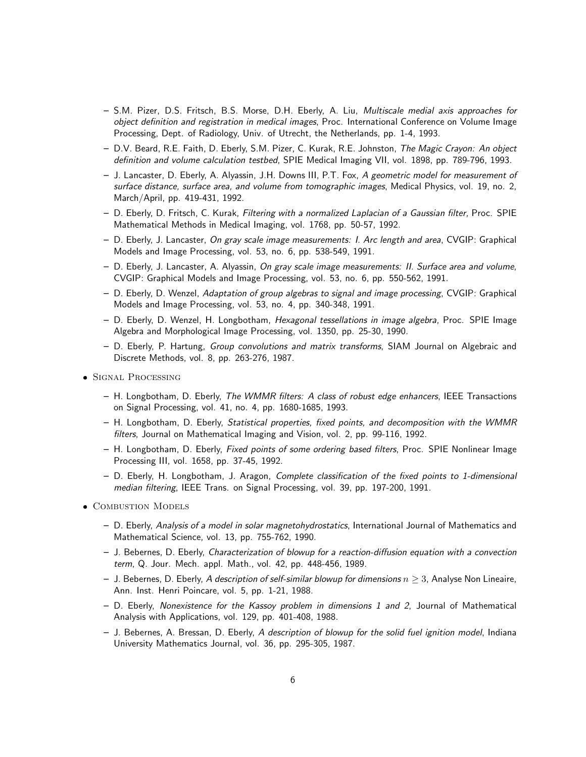- S.M. Pizer, D.S. Fritsch, B.S. Morse, D.H. Eberly, A. Liu, *Multiscale medial axis approaches for object definition and registration in medical images*, Proc. International Conference on Volume Image Processing, Dept. of Radiology, Univ. of Utrecht, the Netherlands, pp. 1-4, 1993.
  - D.V. Beard, R.E. Faith, D. Eberly, S.M. Pizer, C. Kurak, R.E. Johnston, *The Magic Crayon: An object definition and volume calculation testbed*, SPIE Medical Imaging VII, vol. 1898, pp. 789-796, 1993.
  - J. Lancaster, D. Eberly, A. Alyassin, J.H. Downs III, P.T. Fox, *A geometric model for measurement of surface distance, surface area, and volume from tomographic images*, Medical Physics, vol. 19, no. 2, March/April, pp. 419-431, 1992.
  - D. Eberly, D. Fritsch, C. Kurak, *Filtering with a normalized Laplacian of a Gaussian filter*, Proc. SPIE Mathematical Methods in Medical Imaging, vol. 1768, pp. 50-57, 1992.
  - D. Eberly, J. Lancaster, *On gray scale image measurements: I. Arc length and area*, CVGIP: Graphical Models and Image Processing, vol. 53, no. 6, pp. 538-549, 1991.
  - D. Eberly, J. Lancaster, A. Alyassin, *On gray scale image measurements: II. Surface area and volume*, CVGIP: Graphical Models and Image Processing, vol. 53, no. 6, pp. 550-562, 1991.
  - D. Eberly, D. Wenzel, *Adaptation of group algebras to signal and image processing*, CVGIP: Graphical Models and Image Processing, vol. 53, no. 4, pp. 340-348, 1991.
  - D. Eberly, D. Wenzel, H. Longbotham, *Hexagonal tessellations in image algebra*, Proc. SPIE Image Algebra and Morphological Image Processing, vol. 1350, pp. 25-30, 1990.
  - D. Eberly, P. Hartung, *Group convolutions and matrix transforms*, SIAM Journal on Algebraic and Discrete Methods, vol. 8, pp. 263-276, 1987.

- Signal Processing
  - H. Longbotham, D. Eberly, *The WMMR filters: A class of robust edge enhancers*, IEEE Transactions on Signal Processing, vol. 41, no. 4, pp. 1680-1685, 1993.
  - H. Longbotham, D. Eberly, *Statistical properties, fixed points, and decomposition with the WMMR filters*, Journal on Mathematical Imaging and Vision, vol. 2, pp. 99-116, 1992.
  - H. Longbotham, D. Eberly, *Fixed points of some ordering based filters*, Proc. SPIE Nonlinear Image Processing III, vol. 1658, pp. 37-45, 1992.
  - D. Eberly, H. Longbotham, J. Aragon, *Complete classification of the fixed points to 1-dimensional median filtering*, IEEE Trans. on Signal Processing, vol. 39, pp. 197-200, 1991.

- Combustion Models
  - D. Eberly, *Analysis of a model in solar magnetohydrostatics*, International Journal of Mathematics and Mathematical Science, vol. 13, pp. 755-762, 1990.
  - J. Bebernes, D. Eberly, *Characterization of blowup for a reaction-diffusion equation with a convection term*, Q. Jour. Mech. appl. Math., vol. 42, pp. 448-456, 1989.
  - J. Bebernes, D. Eberly, *A description of self-similar blowup for dimensions $n \geq 3$*, Analyse Non Lineaire, Ann. Inst. Henri Poincare, vol. 5, pp. 1-21, 1988.
  - D. Eberly, *Nonexistence for the Kassoy problem in dimensions 1 and 2*, Journal of Mathematical Analysis with Applications, vol. 129, pp. 401-408, 1988.
  - J. Bebernes, A. Bressan, D. Eberly, *A description of blowup for the solid fuel ignition model*, Indiana University Mathematics Journal, vol. 36, pp. 295-305, 1987.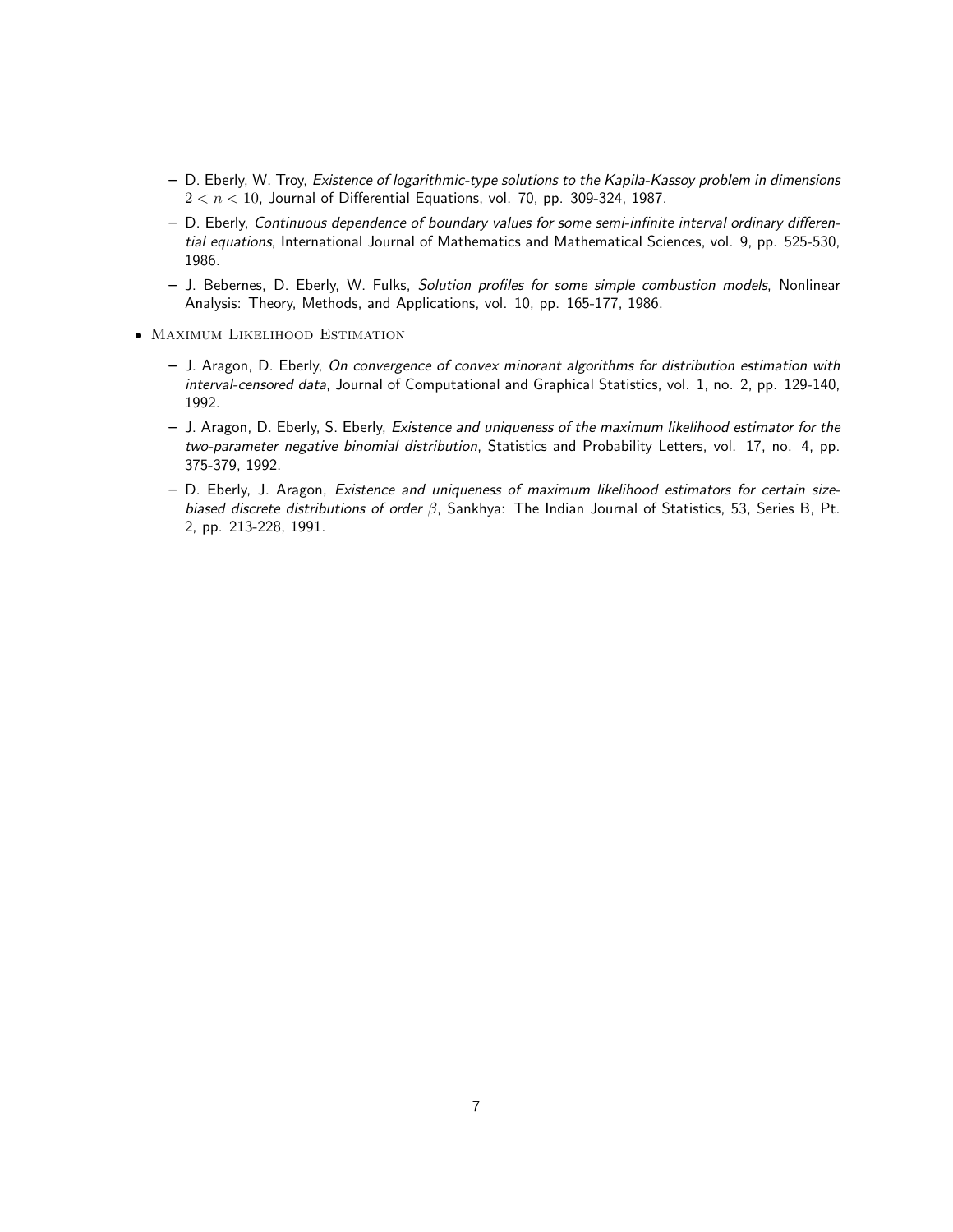- D. Eberly, W. Troy, *Existence of logarithmic-type solutions to the Kapila-Kassoy problem in dimensions* $2 < n < 10$, Journal of Differential Equations, vol. 70, pp. 309-324, 1987.
  - D. Eberly, *Continuous dependence of boundary values for some semi-infinite interval ordinary differential equations*, International Journal of Mathematics and Mathematical Sciences, vol. 9, pp. 525-530, 1986.
  - J. Bebernes, D. Eberly, W. Fulks, *Solution profiles for some simple combustion models*, Nonlinear Analysis: Theory, Methods, and Applications, vol. 10, pp. 165-177, 1986.

- Maximum Likelihood Estimation
  - J. Aragon, D. Eberly, *On convergence of convex minorant algorithms for distribution estimation with interval-censored data*, Journal of Computational and Graphical Statistics, vol. 1, no. 2, pp. 129-140, 1992.
  - J. Aragon, D. Eberly, S. Eberly, *Existence and uniqueness of the maximum likelihood estimator for the two-parameter negative binomial distribution*, Statistics and Probability Letters, vol. 17, no. 4, pp. 375-379, 1992.
  - D. Eberly, J. Aragon, *Existence and uniqueness of maximum likelihood estimators for certain size-biased discrete distributions of order* $\beta$, Sankhya: The Indian Journal of Statistics, 53, Series B, Pt. 2, pp. 213-228, 1991.